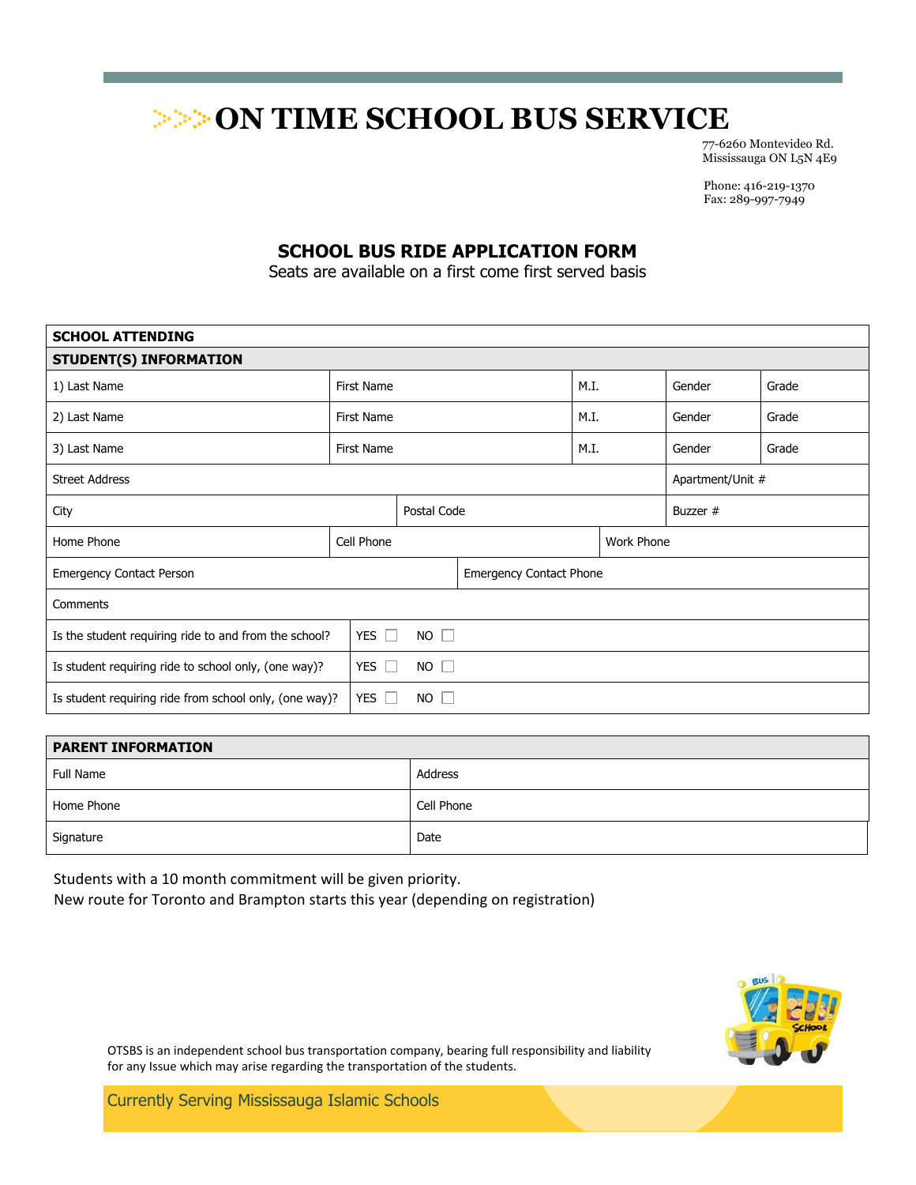# ON TIME SCHOOL BUS SERVICE

77-6260 Montevideo Rd.
Mississauga ON L5N 4E9

Phone: 416-219-1370
Fax: 289-997-7949

## SCHOOL BUS RIDE APPLICATION FORM

Seats are available on a first come first served basis

| | | | | |
|---|---|---|---|---|
| **SCHOOL ATTENDING** | | | | |
| **STUDENT(S) INFORMATION** | | | | |
| 1) Last Name | First Name | M.I. | Gender | Grade |
| 2) Last Name | First Name | M.I. | Gender | Grade |
| 3) Last Name | First Name | M.I. | Gender | Grade |
| Street Address | | | Apartment/Unit # | |
| City | Postal Code | | Buzzer # | |
| Home Phone | Cell Phone | Work Phone | | |
| Emergency Contact Person | Emergency Contact Phone | | | |
| Comments | | | | |
| Is the student requiring ride to and from the school? | YES ☐ NO ☐ | | | |
| Is student requiring ride to school only, (one way)? | YES ☐ NO ☐ | | | |
| Is student requiring ride from school only, (one way)? | YES ☐ NO ☐ | | | |

| | |
|---|---|
| **PARENT INFORMATION** | |
| Full Name | Address |
| Home Phone | Cell Phone |
| Signature | Date |

Students with a 10 month commitment will be given priority.
New route for Toronto and Brampton starts this year (depending on registration)

OTSBS is an independent school bus transportation company, bearing full responsibility and liability for any Issue which may arise regarding the transportation of the students.

Currently Serving Mississauga Islamic Schools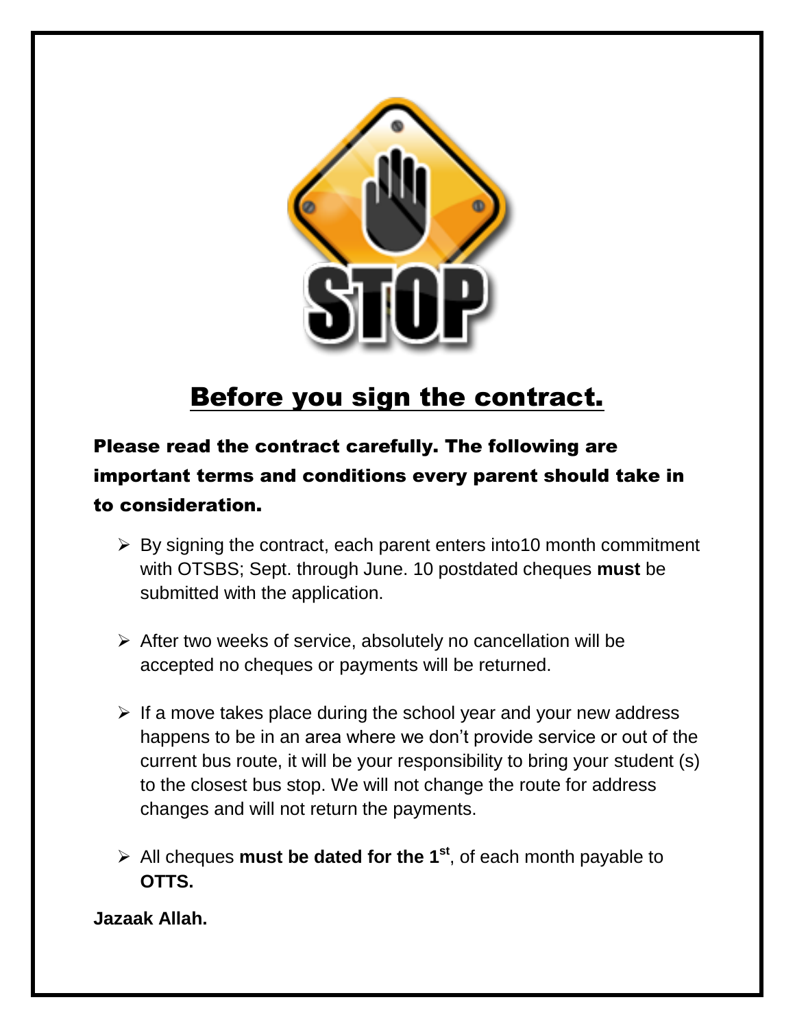STOP

# Before you sign the contract.

**Please read the contract carefully. The following are important terms and conditions every parent should take in to consideration.**

- By signing the contract, each parent enters into10 month commitment with OTSBS; Sept. through June. 10 postdated cheques **must** be submitted with the application.

- After two weeks of service, absolutely no cancellation will be accepted no cheques or payments will be returned.

- If a move takes place during the school year and your new address happens to be in an area where we don't provide service or out of the current bus route, it will be your responsibility to bring your student (s) to the closest bus stop. We will not change the route for address changes and will not return the payments.

- All cheques **must be dated for the 1st**, of each month payable to **OTTS.**

**Jazaak Allah.**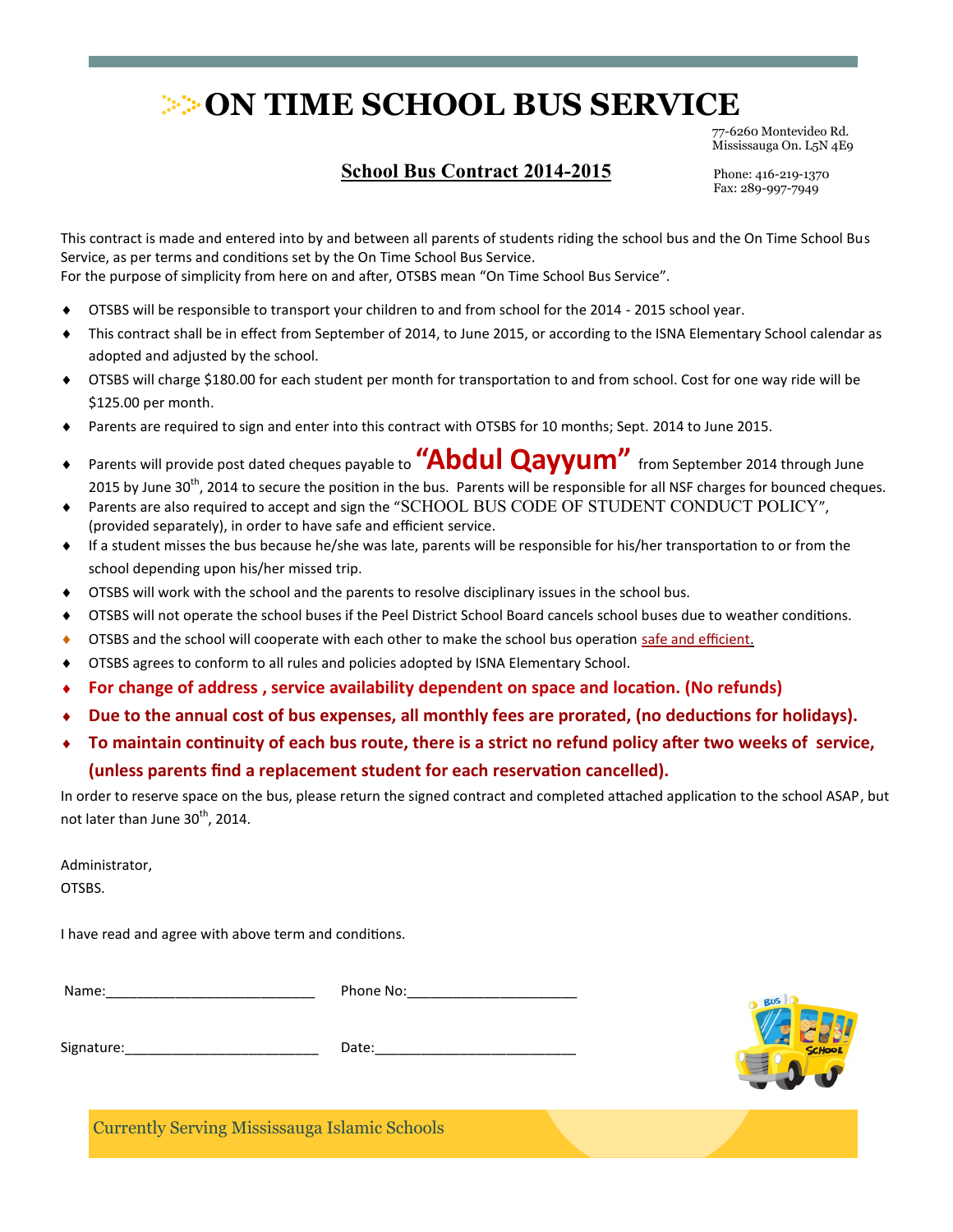# ON TIME SCHOOL BUS SERVICE

77-6260 Montevideo Rd.
Mississauga On. L5N 4E9

Phone: 416-219-1370
Fax: 289-997-7949

## School Bus Contract 2014-2015

This contract is made and entered into by and between all parents of students riding the school bus and the On Time School Bus Service, as per terms and conditions set by the On Time School Bus Service.
For the purpose of simplicity from here on and after, OTSBS mean "On Time School Bus Service".

- OTSBS will be responsible to transport your children to and from school for the 2014 - 2015 school year.
- This contract shall be in effect from September of 2014, to June 2015, or according to the ISNA Elementary School calendar as adopted and adjusted by the school.
- OTSBS will charge $180.00 for each student per month for transportation to and from school. Cost for one way ride will be $125.00 per month.
- Parents are required to sign and enter into this contract with OTSBS for 10 months; Sept. 2014 to June 2015.
- Parents will provide post dated cheques payable to **"Abdul Qayyum"** from September 2014 through June 2015 by June 30th, 2014 to secure the position in the bus. Parents will be responsible for all NSF charges for bounced cheques.
- Parents are also required to accept and sign the "SCHOOL BUS CODE OF STUDENT CONDUCT POLICY", (provided separately), in order to have safe and efficient service.
- If a student misses the bus because he/she was late, parents will be responsible for his/her transportation to or from the school depending upon his/her missed trip.
- OTSBS will work with the school and the parents to resolve disciplinary issues in the school bus.
- OTSBS will not operate the school buses if the Peel District School Board cancels school buses due to weather conditions.
- OTSBS and the school will cooperate with each other to make the school bus operation safe and efficient.
- OTSBS agrees to conform to all rules and policies adopted by ISNA Elementary School.
- **For change of address , service availability dependent on space and location. (No refunds)**
- **Due to the annual cost of bus expenses, all monthly fees are prorated, (no deductions for holidays).**
- **To maintain continuity of each bus route, there is a strict no refund policy after two weeks of service, (unless parents find a replacement student for each reservation cancelled).**

In order to reserve space on the bus, please return the signed contract and completed attached application to the school ASAP, but not later than June 30th, 2014.

Administrator,
OTSBS.

I have read and agree with above term and conditions.

Name:___________________________ Phone No:______________________

Signature:_________________________ Date:__________________________

Currently Serving Mississauga Islamic Schools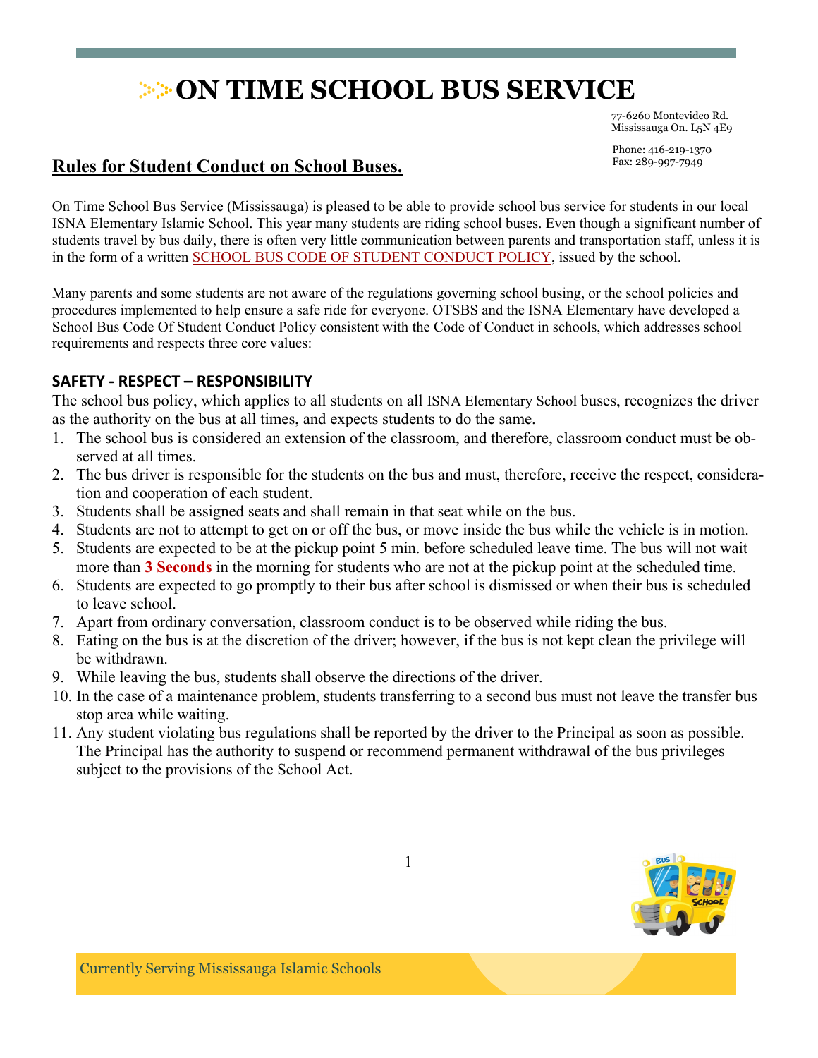# ON TIME SCHOOL BUS SERVICE

77-6260 Montevideo Rd.
Mississauga On. L5N 4E9

Phone: 416-219-1370
Fax: 289-997-7949

## Rules for Student Conduct on School Buses.

On Time School Bus Service (Mississauga) is pleased to be able to provide school bus service for students in our local ISNA Elementary Islamic School. This year many students are riding school buses. Even though a significant number of students travel by bus daily, there is often very little communication between parents and transportation staff, unless it is in the form of a written SCHOOL BUS CODE OF STUDENT CONDUCT POLICY, issued by the school.

Many parents and some students are not aware of the regulations governing school busing, or the school policies and procedures implemented to help ensure a safe ride for everyone. OTSBS and the ISNA Elementary have developed a School Bus Code Of Student Conduct Policy consistent with the Code of Conduct in schools, which addresses school requirements and respects three core values:

### SAFETY - RESPECT – RESPONSIBILITY

The school bus policy, which applies to all students on all ISNA Elementary School buses, recognizes the driver as the authority on the bus at all times, and expects students to do the same.

1. The school bus is considered an extension of the classroom, and therefore, classroom conduct must be observed at all times.
2. The bus driver is responsible for the students on the bus and must, therefore, receive the respect, consideration and cooperation of each student.
3. Students shall be assigned seats and shall remain in that seat while on the bus.
4. Students are not to attempt to get on or off the bus, or move inside the bus while the vehicle is in motion.
5. Students are expected to be at the pickup point 5 min. before scheduled leave time. The bus will not wait more than **3 Seconds** in the morning for students who are not at the pickup point at the scheduled time.
6. Students are expected to go promptly to their bus after school is dismissed or when their bus is scheduled to leave school.
7. Apart from ordinary conversation, classroom conduct is to be observed while riding the bus.
8. Eating on the bus is at the discretion of the driver; however, if the bus is not kept clean the privilege will be withdrawn.
9. While leaving the bus, students shall observe the directions of the driver.
10. In the case of a maintenance problem, students transferring to a second bus must not leave the transfer bus stop area while waiting.
11. Any student violating bus regulations shall be reported by the driver to the Principal as soon as possible. The Principal has the authority to suspend or recommend permanent withdrawal of the bus privileges subject to the provisions of the School Act.

Currently Serving Mississauga Islamic Schools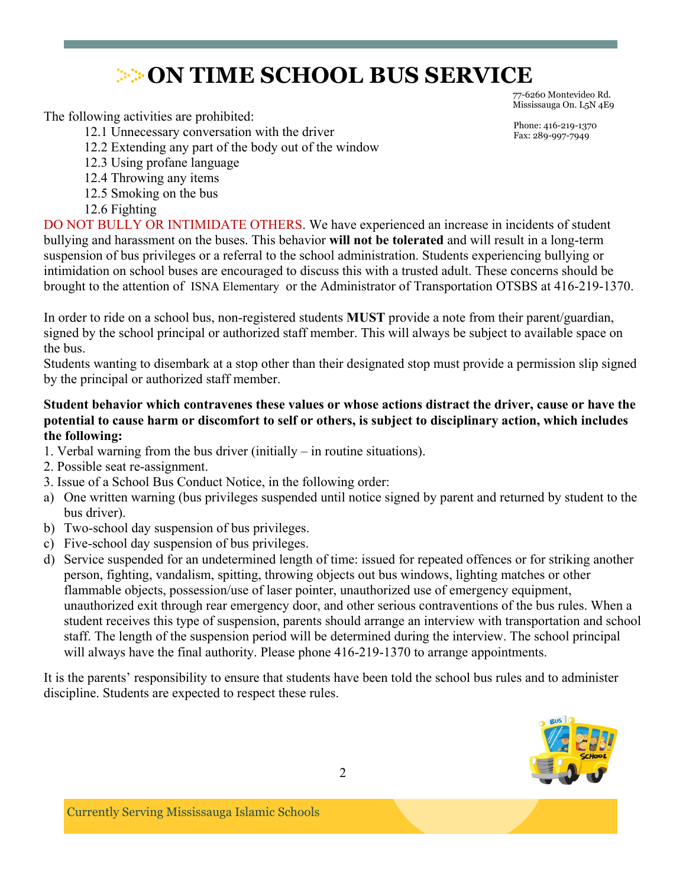# ON TIME SCHOOL BUS SERVICE

77-6260 Montevideo Rd.
Mississauga On. L5N 4E9

Phone: 416-219-1370
Fax: 289-997-7949

The following activities are prohibited:

12.1 Unnecessary conversation with the driver
12.2 Extending any part of the body out of the window
12.3 Using profane language
12.4 Throwing any items
12.5 Smoking on the bus
12.6 Fighting

DO NOT BULLY OR INTIMIDATE OTHERS. We have experienced an increase in incidents of student bullying and harassment on the buses. This behavior **will not be tolerated** and will result in a long-term suspension of bus privileges or a referral to the school administration. Students experiencing bullying or intimidation on school buses are encouraged to discuss this with a trusted adult. These concerns should be brought to the attention of ISNA Elementary or the Administrator of Transportation OTSBS at 416-219-1370.

In order to ride on a school bus, non-registered students **MUST** provide a note from their parent/guardian, signed by the school principal or authorized staff member. This will always be subject to available space on the bus.
Students wanting to disembark at a stop other than their designated stop must provide a permission slip signed by the principal or authorized staff member.

**Student behavior which contravenes these values or whose actions distract the driver, cause or have the potential to cause harm or discomfort to self or others, is subject to disciplinary action, which includes the following:**

1. Verbal warning from the bus driver (initially – in routine situations).
2. Possible seat re-assignment.
3. Issue of a School Bus Conduct Notice, in the following order:

a) One written warning (bus privileges suspended until notice signed by parent and returned by student to the bus driver).
b) Two-school day suspension of bus privileges.
c) Five-school day suspension of bus privileges.
d) Service suspended for an undetermined length of time: issued for repeated offences or for striking another person, fighting, vandalism, spitting, throwing objects out bus windows, lighting matches or other flammable objects, possession/use of laser pointer, unauthorized use of emergency equipment, unauthorized exit through rear emergency door, and other serious contraventions of the bus rules. When a student receives this type of suspension, parents should arrange an interview with transportation and school staff. The length of the suspension period will be determined during the interview. The school principal will always have the final authority. Please phone 416-219-1370 to arrange appointments.

It is the parents' responsibility to ensure that students have been told the school bus rules and to administer discipline. Students are expected to respect these rules.

Currently Serving Mississauga Islamic Schools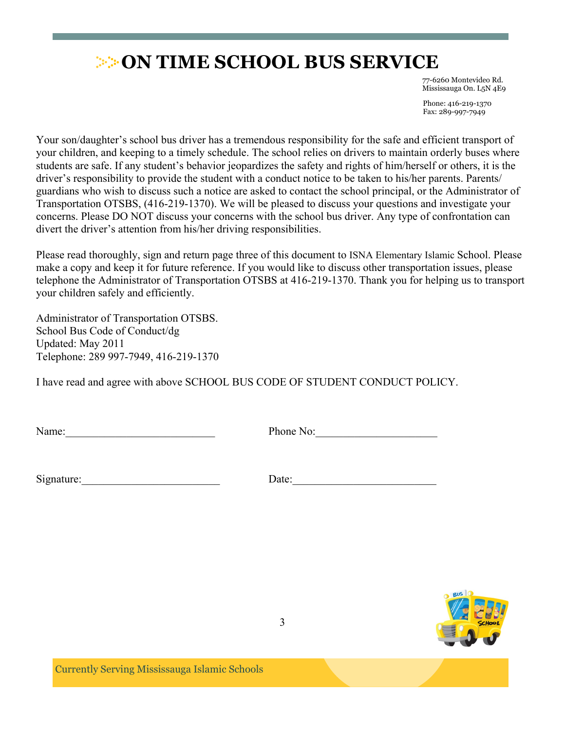# ON TIME SCHOOL BUS SERVICE

77-6260 Montevideo Rd.
Mississauga On. L5N 4E9

Phone: 416-219-1370
Fax: 289-997-7949

Your son/daughter's school bus driver has a tremendous responsibility for the safe and efficient transport of your children, and keeping to a timely schedule. The school relies on drivers to maintain orderly buses where students are safe. If any student's behavior jeopardizes the safety and rights of him/herself or others, it is the driver's responsibility to provide the student with a conduct notice to be taken to his/her parents. Parents/ guardians who wish to discuss such a notice are asked to contact the school principal, or the Administrator of Transportation OTSBS, (416-219-1370). We will be pleased to discuss your questions and investigate your concerns. Please DO NOT discuss your concerns with the school bus driver. Any type of confrontation can divert the driver's attention from his/her driving responsibilities.

Please read thoroughly, sign and return page three of this document to ISNA Elementary Islamic School. Please make a copy and keep it for future reference. If you would like to discuss other transportation issues, please telephone the Administrator of Transportation OTSBS at 416-219-1370. Thank you for helping us to transport your children safely and efficiently.

Administrator of Transportation OTSBS.
School Bus Code of Conduct/dg
Updated: May 2011
Telephone: 289 997-7949, 416-219-1370

I have read and agree with above SCHOOL BUS CODE OF STUDENT CONDUCT POLICY.

Name:___________________________ Phone No:______________________

Signature:_________________________ Date:__________________________

Currently Serving Mississauga Islamic Schools